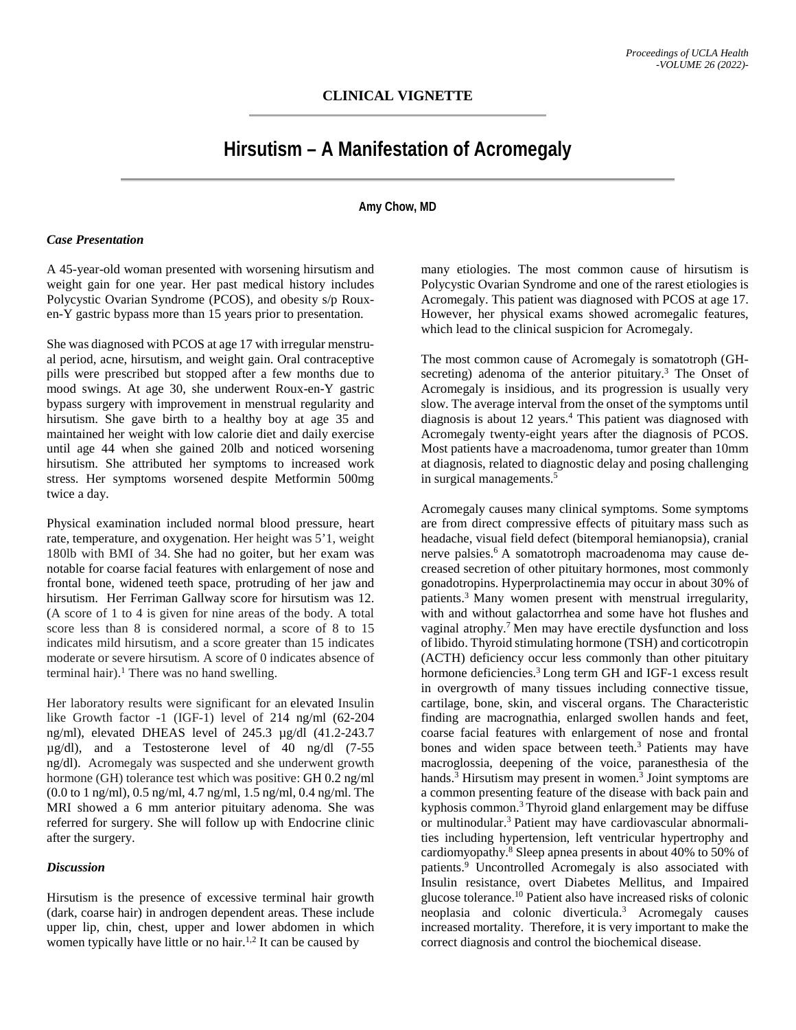## CLINICAL VIGNETTE

# Hirsutism – A Manifestation of Acromegaly

**Amy Chow, MD**

### *Case Presentation*

A 45-year-old woman presented with worsening hirsutism and weight gain for one year. Her past medical history includes Polycystic Ovarian Syndrome (PCOS), and obesity s/p Roux-en-Y gastric bypass more than 15 years prior to presentation.

She was diagnosed with PCOS at age 17 with irregular menstrual period, acne, hirsutism, and weight gain. Oral contraceptive pills were prescribed but stopped after a few months due to mood swings. At age 30, she underwent Roux-en-Y gastric bypass surgery with improvement in menstrual regularity and hirsutism. She gave birth to a healthy boy at age 35 and maintained her weight with low calorie diet and daily exercise until age 44 when she gained 20lb and noticed worsening hirsutism. She attributed her symptoms to increased work stress. Her symptoms worsened despite Metformin 500mg twice a day.

Physical examination included normal blood pressure, heart rate, temperature, and oxygenation. Her height was 5'1, weight 180lb with BMI of 34. She had no goiter, but her exam was notable for coarse facial features with enlargement of nose and frontal bone, widened teeth space, protruding of her jaw and hirsutism. Her Ferriman Gallway score for hirsutism was 12. (A score of 1 to 4 is given for nine areas of the body. A total score less than 8 is considered normal, a score of 8 to 15 indicates mild hirsutism, and a score greater than 15 indicates moderate or severe hirsutism. A score of 0 indicates absence of terminal hair).[1] There was no hand swelling.

Her laboratory results were significant for an elevated Insulin like Growth factor -1 (IGF-1) level of 214 ng/ml (62-204 ng/ml), elevated DHEAS level of 245.3 µg/dl (41.2-243.7 µg/dl), and a Testosterone level of 40 ng/dl (7-55 ng/dl). Acromegaly was suspected and she underwent growth hormone (GH) tolerance test which was positive: GH 0.2 ng/ml (0.0 to 1 ng/ml), 0.5 ng/ml, 4.7 ng/ml, 1.5 ng/ml, 0.4 ng/ml. The MRI showed a 6 mm anterior pituitary adenoma. She was referred for surgery. She will follow up with Endocrine clinic after the surgery.

### *Discussion*

Hirsutism is the presence of excessive terminal hair growth (dark, coarse hair) in androgen dependent areas. These include upper lip, chin, chest, upper and lower abdomen in which women typically have little or no hair.[1,2] It can be caused by many etiologies. The most common cause of hirsutism is Polycystic Ovarian Syndrome and one of the rarest etiologies is Acromegaly. This patient was diagnosed with PCOS at age 17. However, her physical exams showed acromegalic features, which lead to the clinical suspicion for Acromegaly.

The most common cause of Acromegaly is somatotroph (GH-secreting) adenoma of the anterior pituitary.[3] The Onset of Acromegaly is insidious, and its progression is usually very slow. The average interval from the onset of the symptoms until diagnosis is about 12 years.[4] This patient was diagnosed with Acromegaly twenty-eight years after the diagnosis of PCOS. Most patients have a macroadenoma, tumor greater than 10mm at diagnosis, related to diagnostic delay and posing challenging in surgical managements.[5]

Acromegaly causes many clinical symptoms. Some symptoms are from direct compressive effects of pituitary mass such as headache, visual field defect (bitemporal hemianopsia), cranial nerve palsies.[6] A somatotroph macroadenoma may cause decreased secretion of other pituitary hormones, most commonly gonadotropins. Hyperprolactinemia may occur in about 30% of patients.[3] Many women present with menstrual irregularity, with and without galactorrhea and some have hot flushes and vaginal atrophy.[7] Men may have erectile dysfunction and loss of libido. Thyroid stimulating hormone (TSH) and corticotropin (ACTH) deficiency occur less commonly than other pituitary hormone deficiencies.[3] Long term GH and IGF-1 excess result in overgrowth of many tissues including connective tissue, cartilage, bone, skin, and visceral organs. The Characteristic finding are macrognathia, enlarged swollen hands and feet, coarse facial features with enlargement of nose and frontal bones and widen space between teeth.[3] Patients may have macroglossia, deepening of the voice, paranesthesia of the hands.[3] Hirsutism may present in women.[3] Joint symptoms are a common presenting feature of the disease with back pain and kyphosis common.[3] Thyroid gland enlargement may be diffuse or multinodular.[3] Patient may have cardiovascular abnormalities including hypertension, left ventricular hypertrophy and cardiomyopathy.[8] Sleep apnea presents in about 40% to 50% of patients.[9] Uncontrolled Acromegaly is also associated with Insulin resistance, overt Diabetes Mellitus, and Impaired glucose tolerance.[10] Patient also have increased risks of colonic neoplasia and colonic diverticula.[3] Acromegaly causes increased mortality. Therefore, it is very important to make the correct diagnosis and control the biochemical disease.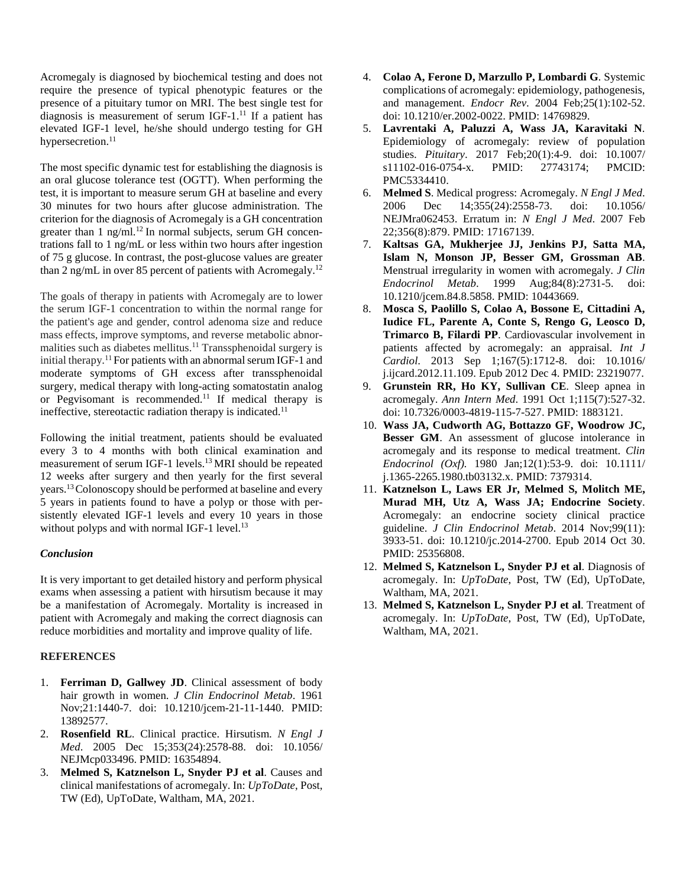Acromegaly is diagnosed by biochemical testing and does not require the presence of typical phenotypic features or the presence of a pituitary tumor on MRI. The best single test for diagnosis is measurement of serum IGF-1.[11] If a patient has elevated IGF-1 level, he/she should undergo testing for GH hypersecretion.[11]

The most specific dynamic test for establishing the diagnosis is an oral glucose tolerance test (OGTT). When performing the test, it is important to measure serum GH at baseline and every 30 minutes for two hours after glucose administration. The criterion for the diagnosis of Acromegaly is a GH concentration greater than 1 ng/ml.[12] In normal subjects, serum GH concentrations fall to 1 ng/mL or less within two hours after ingestion of 75 g glucose. In contrast, the post-glucose values are greater than 2 ng/mL in over 85 percent of patients with Acromegaly.[12]

The goals of therapy in patients with Acromegaly are to lower the serum IGF-1 concentration to within the normal range for the patient's age and gender, control adenoma size and reduce mass effects, improve symptoms, and reverse metabolic abnormalities such as diabetes mellitus.[11] Transsphenoidal surgery is initial therapy.[11] For patients with an abnormal serum IGF-1 and moderate symptoms of GH excess after transsphenoidal surgery, medical therapy with long-acting somatostatin analog or Pegvisomant is recommended.[11] If medical therapy is ineffective, stereotactic radiation therapy is indicated.[11]

Following the initial treatment, patients should be evaluated every 3 to 4 months with both clinical examination and measurement of serum IGF-1 levels.[13] MRI should be repeated 12 weeks after surgery and then yearly for the first several years.[13] Colonoscopy should be performed at baseline and every 5 years in patients found to have a polyp or those with persistently elevated IGF-1 levels and every 10 years in those without polyps and with normal IGF-1 level.[13]

### *Conclusion*

It is very important to get detailed history and perform physical exams when assessing a patient with hirsutism because it may be a manifestation of Acromegaly. Mortality is increased in patient with Acromegaly and making the correct diagnosis can reduce morbidities and mortality and improve quality of life.

## REFERENCES

1. **Ferriman D, Gallwey JD**. Clinical assessment of body hair growth in women. *J Clin Endocrinol Metab*. 1961 Nov;21:1440-7. doi: 10.1210/jcem-21-11-1440. PMID: 13892577.
2. **Rosenfield RL**. Clinical practice. Hirsutism. *N Engl J Med*. 2005 Dec 15;353(24):2578-88. doi: 10.1056/NEJMcp033496. PMID: 16354894.
3. **Melmed S, Katznelson L, Snyder PJ et al**. Causes and clinical manifestations of acromegaly. In: *UpToDate*, Post, TW (Ed), UpToDate, Waltham, MA, 2021.
4. **Colao A, Ferone D, Marzullo P, Lombardi G**. Systemic complications of acromegaly: epidemiology, pathogenesis, and management. *Endocr Rev*. 2004 Feb;25(1):102-52. doi: 10.1210/er.2002-0022. PMID: 14769829.
5. **Lavrentaki A, Paluzzi A, Wass JA, Karavitaki N**. Epidemiology of acromegaly: review of population studies. *Pituitary*. 2017 Feb;20(1):4-9. doi: 10.1007/s11102-016-0754-x. PMID: 27743174; PMCID: PMC5334410.
6. **Melmed S**. Medical progress: Acromegaly. *N Engl J Med*. 2006 Dec 14;355(24):2558-73. doi: 10.1056/NEJMra062453. Erratum in: *N Engl J Med*. 2007 Feb 22;356(8):879. PMID: 17167139.
7. **Kaltsas GA, Mukherjee JJ, Jenkins PJ, Satta MA, Islam N, Monson JP, Besser GM, Grossman AB**. Menstrual irregularity in women with acromegaly. *J Clin Endocrinol Metab*. 1999 Aug;84(8):2731-5. doi: 10.1210/jcem.84.8.5858. PMID: 10443669.
8. **Mosca S, Paolillo S, Colao A, Bossone E, Cittadini A, Iudice FL, Parente A, Conte S, Rengo G, Leosco D, Trimarco B, Filardi PP**. Cardiovascular involvement in patients affected by acromegaly: an appraisal. *Int J Cardiol*. 2013 Sep 1;167(5):1712-8. doi: 10.1016/j.ijcard.2012.11.109. Epub 2012 Dec 4. PMID: 23219077.
9. **Grunstein RR, Ho KY, Sullivan CE**. Sleep apnea in acromegaly. *Ann Intern Med*. 1991 Oct 1;115(7):527-32. doi: 10.7326/0003-4819-115-7-527. PMID: 1883121.
10. **Wass JA, Cudworth AG, Bottazzo GF, Woodrow JC, Besser GM**. An assessment of glucose intolerance in acromegaly and its response to medical treatment. *Clin Endocrinol (Oxf)*. 1980 Jan;12(1):53-9. doi: 10.1111/j.1365-2265.1980.tb03132.x. PMID: 7379314.
11. **Katznelson L, Laws ER Jr, Melmed S, Molitch ME, Murad MH, Utz A, Wass JA; Endocrine Society**. Acromegaly: an endocrine society clinical practice guideline. *J Clin Endocrinol Metab*. 2014 Nov;99(11):3933-51. doi: 10.1210/jc.2014-2700. Epub 2014 Oct 30. PMID: 25356808.
12. **Melmed S, Katznelson L, Snyder PJ et al**. Diagnosis of acromegaly. In: *UpToDate*, Post, TW (Ed), UpToDate, Waltham, MA, 2021.
13. **Melmed S, Katznelson L, Snyder PJ et al**. Treatment of acromegaly. In: *UpToDate*, Post, TW (Ed), UpToDate, Waltham, MA, 2021.